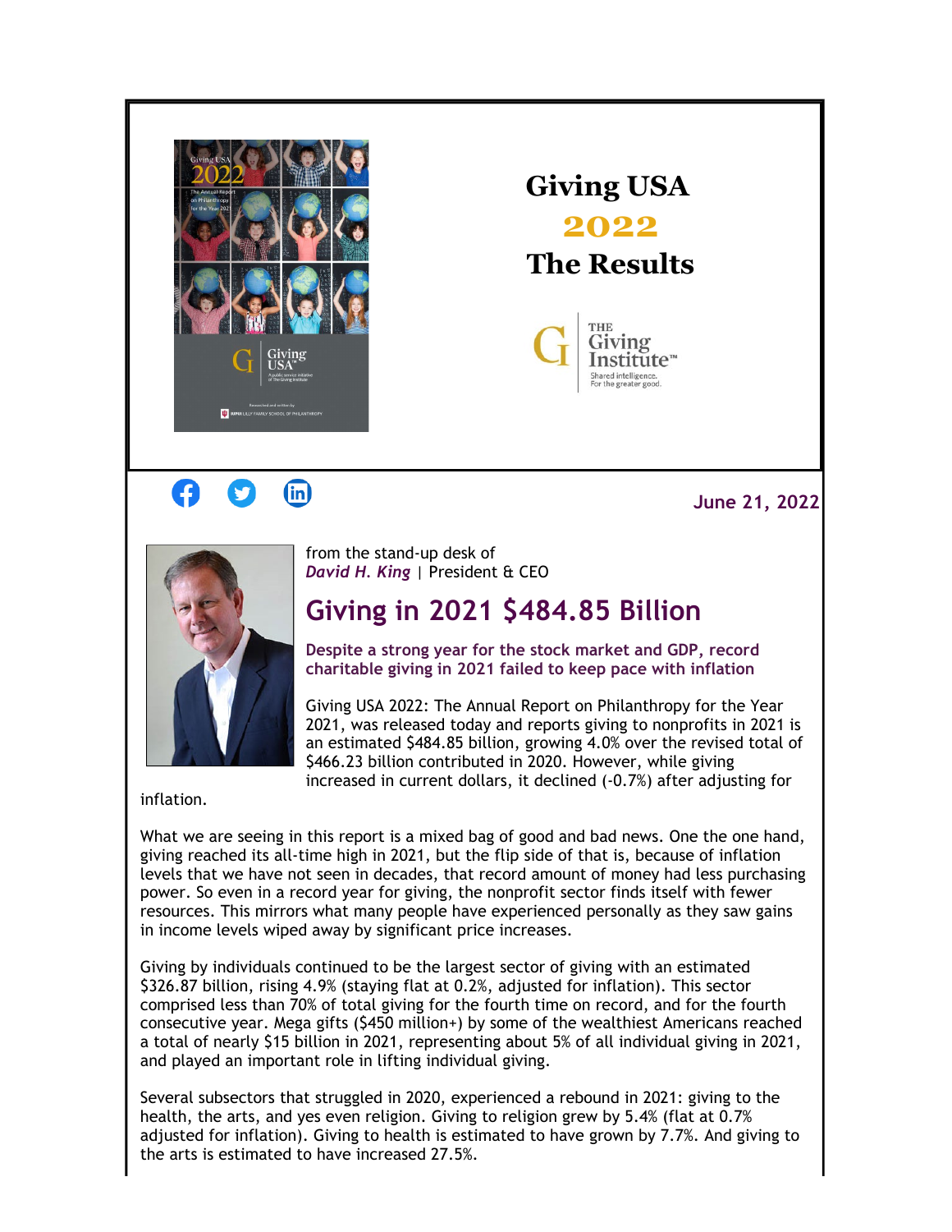# Giving USA 2022 The Results

June 21, 2022

from the stand-up desk of
***David H. King*** | President & CEO

## Giving in 2021 $484.85 Billion

**Despite a strong year for the stock market and GDP, record charitable giving in 2021 failed to keep pace with inflation**

Giving USA 2022: The Annual Report on Philanthropy for the Year 2021, was released today and reports giving to nonprofits in 2021 is an estimated $484.85 billion, growing 4.0% over the revised total of $466.23 billion contributed in 2020. However, while giving increased in current dollars, it declined (-0.7%) after adjusting for inflation.

What we are seeing in this report is a mixed bag of good and bad news. One the one hand, giving reached its all-time high in 2021, but the flip side of that is, because of inflation levels that we have not seen in decades, that record amount of money had less purchasing power. So even in a record year for giving, the nonprofit sector finds itself with fewer resources. This mirrors what many people have experienced personally as they saw gains in income levels wiped away by significant price increases.

Giving by individuals continued to be the largest sector of giving with an estimated $326.87 billion, rising 4.9% (staying flat at 0.2%, adjusted for inflation). This sector comprised less than 70% of total giving for the fourth time on record, and for the fourth consecutive year. Mega gifts ($450 million+) by some of the wealthiest Americans reached a total of nearly $15 billion in 2021, representing about 5% of all individual giving in 2021, and played an important role in lifting individual giving.

Several subsectors that struggled in 2020, experienced a rebound in 2021: giving to the health, the arts, and yes even religion. Giving to religion grew by 5.4% (flat at 0.7% adjusted for inflation). Giving to health is estimated to have grown by 7.7%. And giving to the arts is estimated to have increased 27.5%.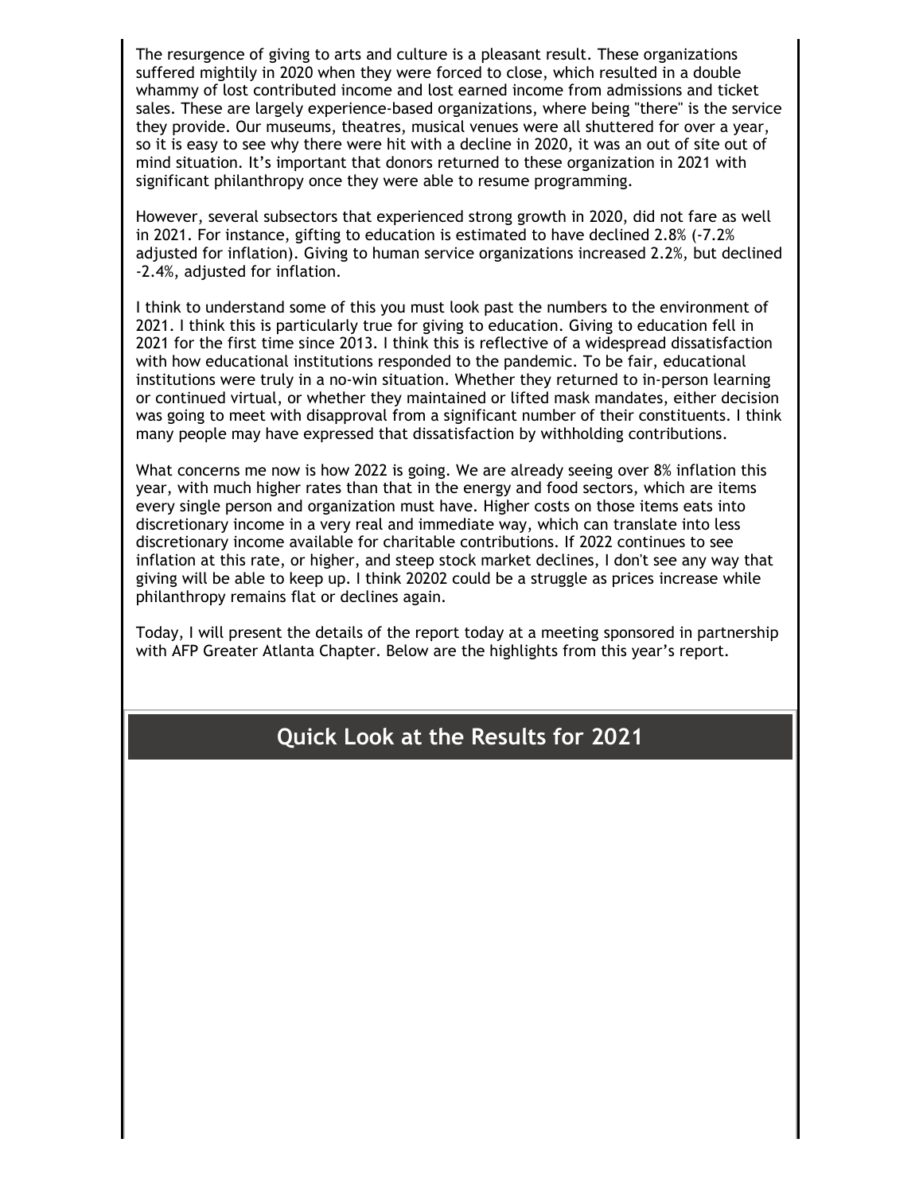The resurgence of giving to arts and culture is a pleasant result. These organizations suffered mightily in 2020 when they were forced to close, which resulted in a double whammy of lost contributed income and lost earned income from admissions and ticket sales. These are largely experience-based organizations, where being "there" is the service they provide. Our museums, theatres, musical venues were all shuttered for over a year, so it is easy to see why there were hit with a decline in 2020, it was an out of site out of mind situation. It's important that donors returned to these organization in 2021 with significant philanthropy once they were able to resume programming.

However, several subsectors that experienced strong growth in 2020, did not fare as well in 2021. For instance, gifting to education is estimated to have declined 2.8% (-7.2% adjusted for inflation). Giving to human service organizations increased 2.2%, but declined -2.4%, adjusted for inflation.

I think to understand some of this you must look past the numbers to the environment of 2021. I think this is particularly true for giving to education. Giving to education fell in 2021 for the first time since 2013. I think this is reflective of a widespread dissatisfaction with how educational institutions responded to the pandemic. To be fair, educational institutions were truly in a no-win situation. Whether they returned to in-person learning or continued virtual, or whether they maintained or lifted mask mandates, either decision was going to meet with disapproval from a significant number of their constituents. I think many people may have expressed that dissatisfaction by withholding contributions.

What concerns me now is how 2022 is going. We are already seeing over 8% inflation this year, with much higher rates than that in the energy and food sectors, which are items every single person and organization must have. Higher costs on those items eats into discretionary income in a very real and immediate way, which can translate into less discretionary income available for charitable contributions. If 2022 continues to see inflation at this rate, or higher, and steep stock market declines, I don't see any way that giving will be able to keep up. I think 20202 could be a struggle as prices increase while philanthropy remains flat or declines again.

Today, I will present the details of the report today at a meeting sponsored in partnership with AFP Greater Atlanta Chapter. Below are the highlights from this year's report.

## Quick Look at the Results for 2021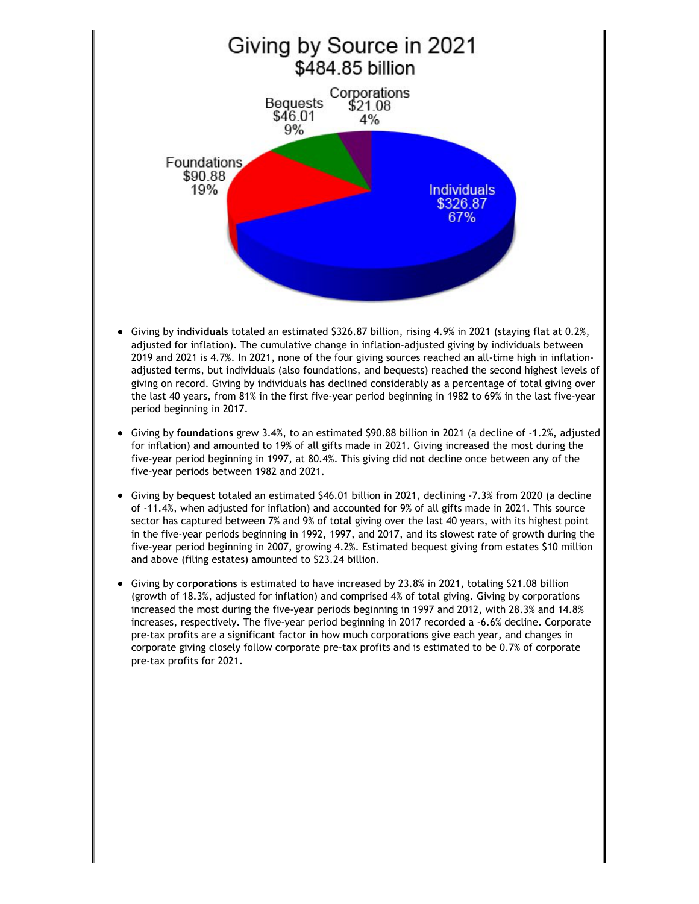## Giving by Source in 2021
### $484.85 billion

- Individuals: $326.87 (67%)
- Foundations: $90.88 (19%)
- Bequests: $46.01 (9%)
- Corporations: $21.08 (4%)

- Giving by **individuals** totaled an estimated $326.87 billion, rising 4.9% in 2021 (staying flat at 0.2%, adjusted for inflation). The cumulative change in inflation-adjusted giving by individuals between 2019 and 2021 is 4.7%. In 2021, none of the four giving sources reached an all-time high in inflation-adjusted terms, but individuals (also foundations, and bequests) reached the second highest levels of giving on record. Giving by individuals has declined considerably as a percentage of total giving over the last 40 years, from 81% in the first five-year period beginning in 1982 to 69% in the last five-year period beginning in 2017.

- Giving by **foundations** grew 3.4%, to an estimated $90.88 billion in 2021 (a decline of -1.2%, adjusted for inflation) and amounted to 19% of all gifts made in 2021. Giving increased the most during the five-year period beginning in 1997, at 80.4%. This giving did not decline once between any of the five-year periods between 1982 and 2021.

- Giving by **bequest** totaled an estimated $46.01 billion in 2021, declining -7.3% from 2020 (a decline of -11.4%, when adjusted for inflation) and accounted for 9% of all gifts made in 2021. This source sector has captured between 7% and 9% of total giving over the last 40 years, with its highest point in the five-year periods beginning in 1992, 1997, and 2017, and its slowest rate of growth during the five-year period beginning in 2007, growing 4.2%. Estimated bequest giving from estates $10 million and above (filing estates) amounted to $23.24 billion.

- Giving by **corporations** is estimated to have increased by 23.8% in 2021, totaling $21.08 billion (growth of 18.3%, adjusted for inflation) and comprised 4% of total giving. Giving by corporations increased the most during the five-year periods beginning in 1997 and 2012, with 28.3% and 14.8% increases, respectively. The five-year period beginning in 2017 recorded a -6.6% decline. Corporate pre-tax profits are a significant factor in how much corporations give each year, and changes in corporate giving closely follow corporate pre-tax profits and is estimated to be 0.7% of corporate pre-tax profits for 2021.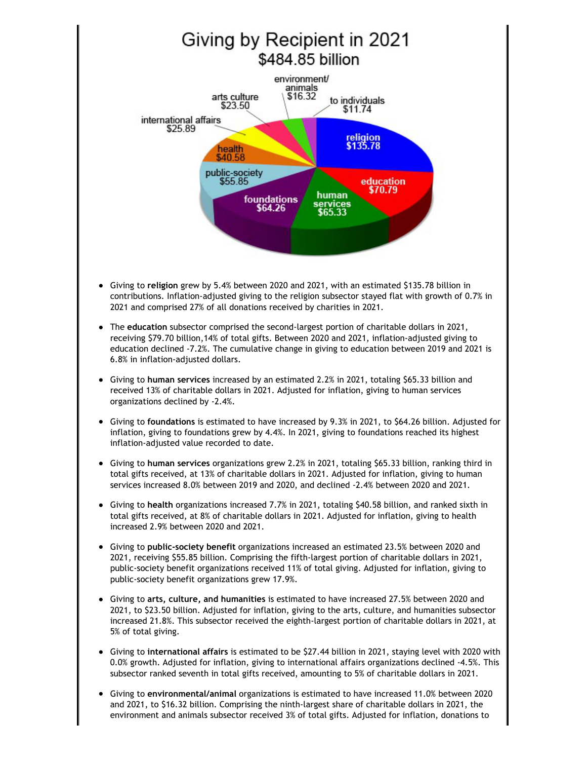# Giving by Recipient in 2021
## $484.85 billion

religion $135.78
education $70.79
human services $65.33
foundations $64.26
public-society $55.85
health $40.58
international affairs $25.89
arts culture $23.50
environment/ animals $16.32
to individuals $11.74

- Giving to **religion** grew by 5.4% between 2020 and 2021, with an estimated $135.78 billion in contributions. Inflation-adjusted giving to the religion subsector stayed flat with growth of 0.7% in 2021 and comprised 27% of all donations received by charities in 2021.
- The **education** subsector comprised the second-largest portion of charitable dollars in 2021, receiving $79.70 billion,14% of total gifts. Between 2020 and 2021, inflation-adjusted giving to education declined -7.2%. The cumulative change in giving to education between 2019 and 2021 is 6.8% in inflation-adjusted dollars.
- Giving to **human services** increased by an estimated 2.2% in 2021, totaling $65.33 billion and received 13% of charitable dollars in 2021. Adjusted for inflation, giving to human services organizations declined by -2.4%.
- Giving to **foundations** is estimated to have increased by 9.3% in 2021, to $64.26 billion. Adjusted for inflation, giving to foundations grew by 4.4%. In 2021, giving to foundations reached its highest inflation-adjusted value recorded to date.
- Giving to **human services** organizations grew 2.2% in 2021, totaling $65.33 billion, ranking third in total gifts received, at 13% of charitable dollars in 2021. Adjusted for inflation, giving to human services increased 8.0% between 2019 and 2020, and declined -2.4% between 2020 and 2021.
- Giving to **health** organizations increased 7.7% in 2021, totaling $40.58 billion, and ranked sixth in total gifts received, at 8% of charitable dollars in 2021. Adjusted for inflation, giving to health increased 2.9% between 2020 and 2021.
- Giving to **public-society benefit** organizations increased an estimated 23.5% between 2020 and 2021, receiving $55.85 billion. Comprising the fifth-largest portion of charitable dollars in 2021, public-society benefit organizations received 11% of total giving. Adjusted for inflation, giving to public-society benefit organizations grew 17.9%.
- Giving to **arts, culture, and humanities** is estimated to have increased 27.5% between 2020 and 2021, to $23.50 billion. Adjusted for inflation, giving to the arts, culture, and humanities subsector increased 21.8%. This subsector received the eighth-largest portion of charitable dollars in 2021, at 5% of total giving.
- Giving to **international affairs** is estimated to be $27.44 billion in 2021, staying level with 2020 with 0.0% growth. Adjusted for inflation, giving to international affairs organizations declined -4.5%. This subsector ranked seventh in total gifts received, amounting to 5% of charitable dollars in 2021.
- Giving to **environmental/animal** organizations is estimated to have increased 11.0% between 2020 and 2021, to $16.32 billion. Comprising the ninth-largest share of charitable dollars in 2021, the environment and animals subsector received 3% of total gifts. Adjusted for inflation, donations to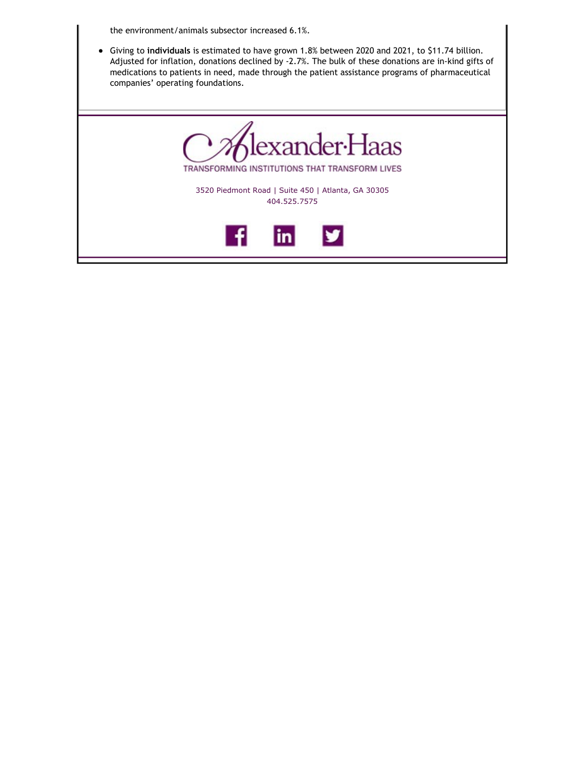the environment/animals subsector increased 6.1%.

- Giving to **individuals** is estimated to have grown 1.8% between 2020 and 2021, to $11.74 billion. Adjusted for inflation, donations declined by -2.7%. The bulk of these donations are in-kind gifts of medications to patients in need, made through the patient assistance programs of pharmaceutical companies' operating foundations.

Alexander·Haas

TRANSFORMING INSTITUTIONS THAT TRANSFORM LIVES

3520 Piedmont Road | Suite 450 | Atlanta, GA 30305
404.525.7575